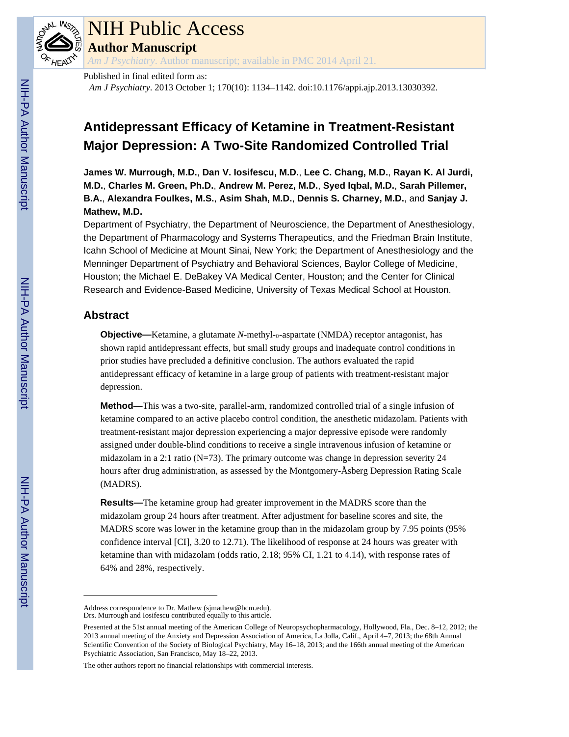# NIH Public Access

## Author Manuscript

*Am J Psychiatry*. Author manuscript; available in PMC 2014 April 21.

Published in final edited form as:

*Am J Psychiatry*. 2013 October 1; 170(10): 1134–1142. doi:10.1176/appi.ajp.2013.13030392.

# Antidepressant Efficacy of Ketamine in Treatment-Resistant Major Depression: A Two-Site Randomized Controlled Trial

**James W. Murrough, M.D.**, **Dan V. Iosifescu, M.D.**, **Lee C. Chang, M.D.**, **Rayan K. Al Jurdi, M.D.**, **Charles M. Green, Ph.D.**, **Andrew M. Perez, M.D.**, **Syed Iqbal, M.D.**, **Sarah Pillemer, B.A.**, **Alexandra Foulkes, M.S.**, **Asim Shah, M.D.**, **Dennis S. Charney, M.D.**, and **Sanjay J. Mathew, M.D.**

Department of Psychiatry, the Department of Neuroscience, the Department of Anesthesiology, the Department of Pharmacology and Systems Therapeutics, and the Friedman Brain Institute, Icahn School of Medicine at Mount Sinai, New York; the Department of Anesthesiology and the Menninger Department of Psychiatry and Behavioral Sciences, Baylor College of Medicine, Houston; the Michael E. DeBakey VA Medical Center, Houston; and the Center for Clinical Research and Evidence-Based Medicine, University of Texas Medical School at Houston.

## Abstract

**Objective—**Ketamine, a glutamate *N*-methyl-D-aspartate (NMDA) receptor antagonist, has shown rapid antidepressant effects, but small study groups and inadequate control conditions in prior studies have precluded a definitive conclusion. The authors evaluated the rapid antidepressant efficacy of ketamine in a large group of patients with treatment-resistant major depression.

**Method—**This was a two-site, parallel-arm, randomized controlled trial of a single infusion of ketamine compared to an active placebo control condition, the anesthetic midazolam. Patients with treatment-resistant major depression experiencing a major depressive episode were randomly assigned under double-blind conditions to receive a single intravenous infusion of ketamine or midazolam in a 2:1 ratio (N=73). The primary outcome was change in depression severity 24 hours after drug administration, as assessed by the Montgomery-Åsberg Depression Rating Scale (MADRS).

**Results—**The ketamine group had greater improvement in the MADRS score than the midazolam group 24 hours after treatment. After adjustment for baseline scores and site, the MADRS score was lower in the ketamine group than in the midazolam group by 7.95 points (95% confidence interval [CI], 3.20 to 12.71). The likelihood of response at 24 hours was greater with ketamine than with midazolam (odds ratio, 2.18; 95% CI, 1.21 to 4.14), with response rates of 64% and 28%, respectively.

---

Address correspondence to Dr. Mathew (sjmathew@bcm.edu).
Drs. Murrough and Iosifescu contributed equally to this article.

Presented at the 51st annual meeting of the American College of Neuropsychopharmacology, Hollywood, Fla., Dec. 8–12, 2012; the 2013 annual meeting of the Anxiety and Depression Association of America, La Jolla, Calif., April 4–7, 2013; the 68th Annual Scientific Convention of the Society of Biological Psychiatry, May 16–18, 2013; and the 166th annual meeting of the American Psychiatric Association, San Francisco, May 18–22, 2013.

The other authors report no financial relationships with commercial interests.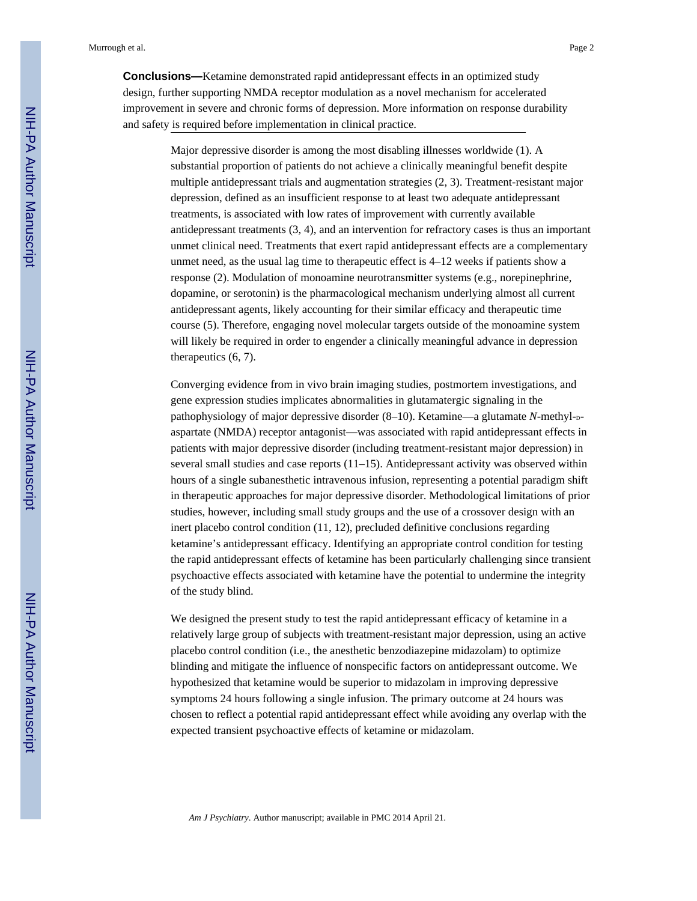**Conclusions—**Ketamine demonstrated rapid antidepressant effects in an optimized study design, further supporting NMDA receptor modulation as a novel mechanism for accelerated improvement in severe and chronic forms of depression. More information on response durability and safety is required before implementation in clinical practice.

Major depressive disorder is among the most disabling illnesses worldwide (1). A substantial proportion of patients do not achieve a clinically meaningful benefit despite multiple antidepressant trials and augmentation strategies (2, 3). Treatment-resistant major depression, defined as an insufficient response to at least two adequate antidepressant treatments, is associated with low rates of improvement with currently available antidepressant treatments (3, 4), and an intervention for refractory cases is thus an important unmet clinical need. Treatments that exert rapid antidepressant effects are a complementary unmet need, as the usual lag time to therapeutic effect is 4–12 weeks if patients show a response (2). Modulation of monoamine neurotransmitter systems (e.g., norepinephrine, dopamine, or serotonin) is the pharmacological mechanism underlying almost all current antidepressant agents, likely accounting for their similar efficacy and therapeutic time course (5). Therefore, engaging novel molecular targets outside of the monoamine system will likely be required in order to engender a clinically meaningful advance in depression therapeutics (6, 7).

Converging evidence from in vivo brain imaging studies, postmortem investigations, and gene expression studies implicates abnormalities in glutamatergic signaling in the pathophysiology of major depressive disorder (8–10). Ketamine—a glutamate *N*-methyl-D-aspartate (NMDA) receptor antagonist—was associated with rapid antidepressant effects in patients with major depressive disorder (including treatment-resistant major depression) in several small studies and case reports (11–15). Antidepressant activity was observed within hours of a single subanesthetic intravenous infusion, representing a potential paradigm shift in therapeutic approaches for major depressive disorder. Methodological limitations of prior studies, however, including small study groups and the use of a crossover design with an inert placebo control condition (11, 12), precluded definitive conclusions regarding ketamine's antidepressant efficacy. Identifying an appropriate control condition for testing the rapid antidepressant effects of ketamine has been particularly challenging since transient psychoactive effects associated with ketamine have the potential to undermine the integrity of the study blind.

We designed the present study to test the rapid antidepressant efficacy of ketamine in a relatively large group of subjects with treatment-resistant major depression, using an active placebo control condition (i.e., the anesthetic benzodiazepine midazolam) to optimize blinding and mitigate the influence of nonspecific factors on antidepressant outcome. We hypothesized that ketamine would be superior to midazolam in improving depressive symptoms 24 hours following a single infusion. The primary outcome at 24 hours was chosen to reflect a potential rapid antidepressant effect while avoiding any overlap with the expected transient psychoactive effects of ketamine or midazolam.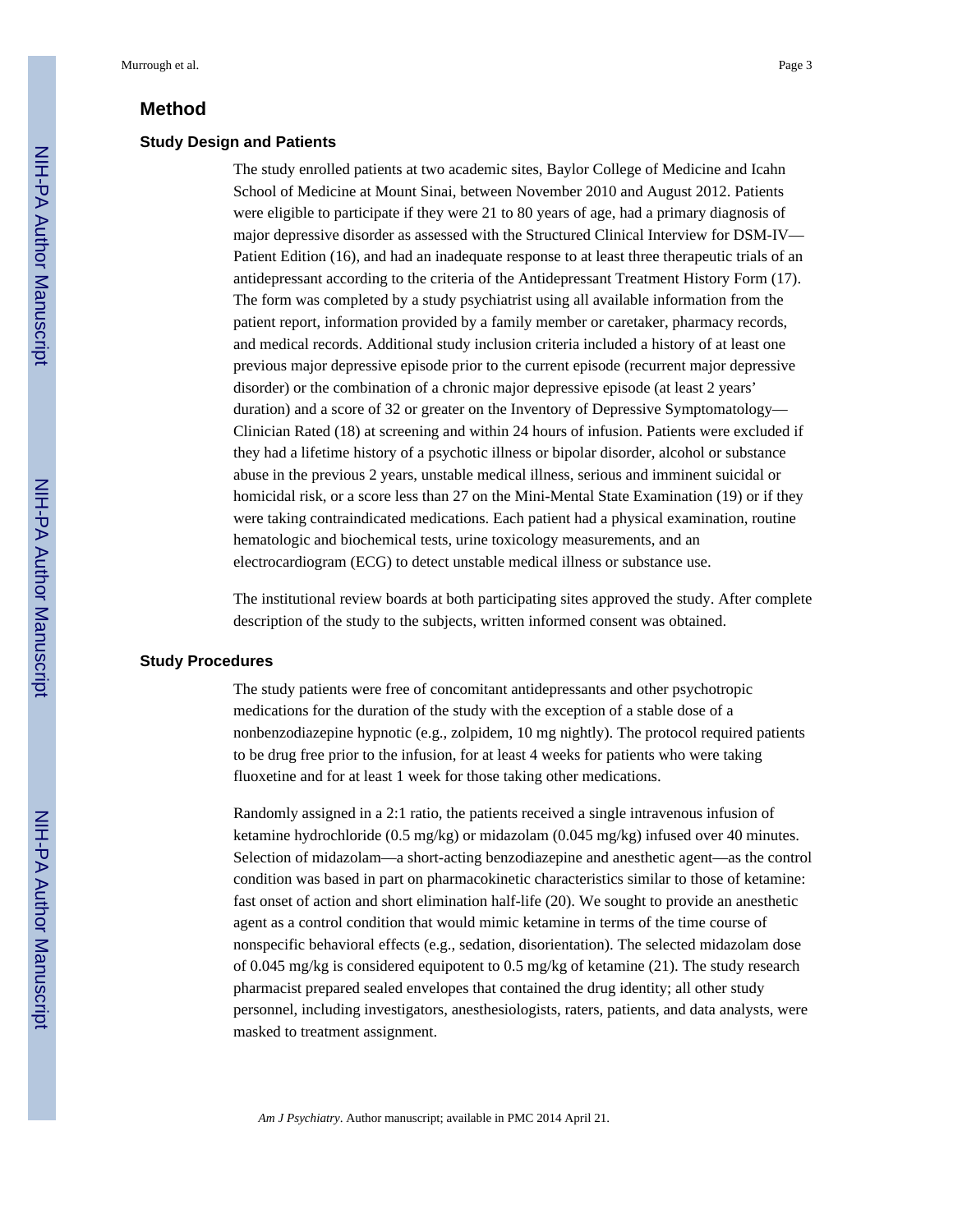## Method

### Study Design and Patients

The study enrolled patients at two academic sites, Baylor College of Medicine and Icahn School of Medicine at Mount Sinai, between November 2010 and August 2012. Patients were eligible to participate if they were 21 to 80 years of age, had a primary diagnosis of major depressive disorder as assessed with the Structured Clinical Interview for DSM-IV—Patient Edition (16), and had an inadequate response to at least three therapeutic trials of an antidepressant according to the criteria of the Antidepressant Treatment History Form (17). The form was completed by a study psychiatrist using all available information from the patient report, information provided by a family member or caretaker, pharmacy records, and medical records. Additional study inclusion criteria included a history of at least one previous major depressive episode prior to the current episode (recurrent major depressive disorder) or the combination of a chronic major depressive episode (at least 2 years' duration) and a score of 32 or greater on the Inventory of Depressive Symptomatology—Clinician Rated (18) at screening and within 24 hours of infusion. Patients were excluded if they had a lifetime history of a psychotic illness or bipolar disorder, alcohol or substance abuse in the previous 2 years, unstable medical illness, serious and imminent suicidal or homicidal risk, or a score less than 27 on the Mini-Mental State Examination (19) or if they were taking contraindicated medications. Each patient had a physical examination, routine hematologic and biochemical tests, urine toxicology measurements, and an electrocardiogram (ECG) to detect unstable medical illness or substance use.

The institutional review boards at both participating sites approved the study. After complete description of the study to the subjects, written informed consent was obtained.

### Study Procedures

The study patients were free of concomitant antidepressants and other psychotropic medications for the duration of the study with the exception of a stable dose of a nonbenzodiazepine hypnotic (e.g., zolpidem, 10 mg nightly). The protocol required patients to be drug free prior to the infusion, for at least 4 weeks for patients who were taking fluoxetine and for at least 1 week for those taking other medications.

Randomly assigned in a 2:1 ratio, the patients received a single intravenous infusion of ketamine hydrochloride (0.5 mg/kg) or midazolam (0.045 mg/kg) infused over 40 minutes. Selection of midazolam—a short-acting benzodiazepine and anesthetic agent—as the control condition was based in part on pharmacokinetic characteristics similar to those of ketamine: fast onset of action and short elimination half-life (20). We sought to provide an anesthetic agent as a control condition that would mimic ketamine in terms of the time course of nonspecific behavioral effects (e.g., sedation, disorientation). The selected midazolam dose of 0.045 mg/kg is considered equipotent to 0.5 mg/kg of ketamine (21). The study research pharmacist prepared sealed envelopes that contained the drug identity; all other study personnel, including investigators, anesthesiologists, raters, patients, and data analysts, were masked to treatment assignment.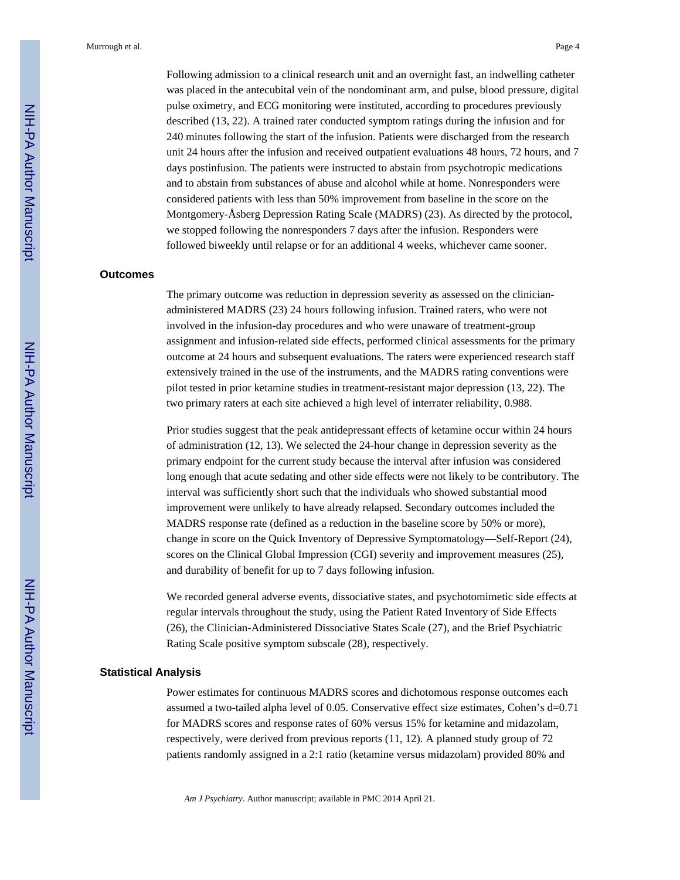Following admission to a clinical research unit and an overnight fast, an indwelling catheter was placed in the antecubital vein of the nondominant arm, and pulse, blood pressure, digital pulse oximetry, and ECG monitoring were instituted, according to procedures previously described (13, 22). A trained rater conducted symptom ratings during the infusion and for 240 minutes following the start of the infusion. Patients were discharged from the research unit 24 hours after the infusion and received outpatient evaluations 48 hours, 72 hours, and 7 days postinfusion. The patients were instructed to abstain from psychotropic medications and to abstain from substances of abuse and alcohol while at home. Nonresponders were considered patients with less than 50% improvement from baseline in the score on the Montgomery-Åsberg Depression Rating Scale (MADRS) (23). As directed by the protocol, we stopped following the nonresponders 7 days after the infusion. Responders were followed biweekly until relapse or for an additional 4 weeks, whichever came sooner.

### Outcomes

The primary outcome was reduction in depression severity as assessed on the clinician-administered MADRS (23) 24 hours following infusion. Trained raters, who were not involved in the infusion-day procedures and who were unaware of treatment-group assignment and infusion-related side effects, performed clinical assessments for the primary outcome at 24 hours and subsequent evaluations. The raters were experienced research staff extensively trained in the use of the instruments, and the MADRS rating conventions were pilot tested in prior ketamine studies in treatment-resistant major depression (13, 22). The two primary raters at each site achieved a high level of interrater reliability, 0.988.

Prior studies suggest that the peak antidepressant effects of ketamine occur within 24 hours of administration (12, 13). We selected the 24-hour change in depression severity as the primary endpoint for the current study because the interval after infusion was considered long enough that acute sedating and other side effects were not likely to be contributory. The interval was sufficiently short such that the individuals who showed substantial mood improvement were unlikely to have already relapsed. Secondary outcomes included the MADRS response rate (defined as a reduction in the baseline score by 50% or more), change in score on the Quick Inventory of Depressive Symptomatology—Self-Report (24), scores on the Clinical Global Impression (CGI) severity and improvement measures (25), and durability of benefit for up to 7 days following infusion.

We recorded general adverse events, dissociative states, and psychotomimetic side effects at regular intervals throughout the study, using the Patient Rated Inventory of Side Effects (26), the Clinician-Administered Dissociative States Scale (27), and the Brief Psychiatric Rating Scale positive symptom subscale (28), respectively.

### Statistical Analysis

Power estimates for continuous MADRS scores and dichotomous response outcomes each assumed a two-tailed alpha level of 0.05. Conservative effect size estimates, Cohen's $d=0.71$ for MADRS scores and response rates of 60% versus 15% for ketamine and midazolam, respectively, were derived from previous reports (11, 12). A planned study group of 72 patients randomly assigned in a 2:1 ratio (ketamine versus midazolam) provided 80% and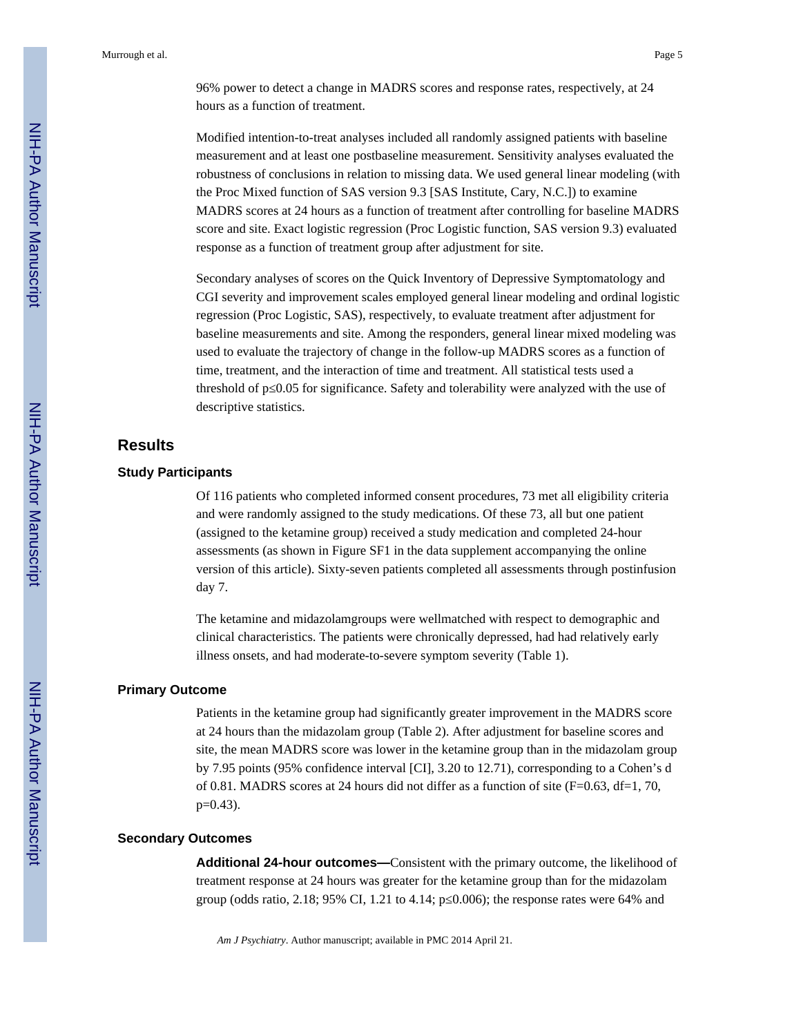96% power to detect a change in MADRS scores and response rates, respectively, at 24 hours as a function of treatment.

Modified intention-to-treat analyses included all randomly assigned patients with baseline measurement and at least one postbaseline measurement. Sensitivity analyses evaluated the robustness of conclusions in relation to missing data. We used general linear modeling (with the Proc Mixed function of SAS version 9.3 [SAS Institute, Cary, N.C.]) to examine MADRS scores at 24 hours as a function of treatment after controlling for baseline MADRS score and site. Exact logistic regression (Proc Logistic function, SAS version 9.3) evaluated response as a function of treatment group after adjustment for site.

Secondary analyses of scores on the Quick Inventory of Depressive Symptomatology and CGI severity and improvement scales employed general linear modeling and ordinal logistic regression (Proc Logistic, SAS), respectively, to evaluate treatment after adjustment for baseline measurements and site. Among the responders, general linear mixed modeling was used to evaluate the trajectory of change in the follow-up MADRS scores as a function of time, treatment, and the interaction of time and treatment. All statistical tests used a threshold of $p \leq 0.05$ for significance. Safety and tolerability were analyzed with the use of descriptive statistics.

# Results

## Study Participants

Of 116 patients who completed informed consent procedures, 73 met all eligibility criteria and were randomly assigned to the study medications. Of these 73, all but one patient (assigned to the ketamine group) received a study medication and completed 24-hour assessments (as shown in Figure SF1 in the data supplement accompanying the online version of this article). Sixty-seven patients completed all assessments through postinfusion day 7.

The ketamine and midazolamgroups were wellmatched with respect to demographic and clinical characteristics. The patients were chronically depressed, had had relatively early illness onsets, and had moderate-to-severe symptom severity (Table 1).

## Primary Outcome

Patients in the ketamine group had significantly greater improvement in the MADRS score at 24 hours than the midazolam group (Table 2). After adjustment for baseline scores and site, the mean MADRS score was lower in the ketamine group than in the midazolam group by 7.95 points (95% confidence interval [CI], 3.20 to 12.71), corresponding to a Cohen's d of 0.81. MADRS scores at 24 hours did not differ as a function of site ($F=0.63$, $df=1, 70$, $p=0.43$).

## Secondary Outcomes

**Additional 24-hour outcomes—**Consistent with the primary outcome, the likelihood of treatment response at 24 hours was greater for the ketamine group than for the midazolam group (odds ratio, 2.18; 95% CI, 1.21 to 4.14; $p \leq 0.006$); the response rates were 64% and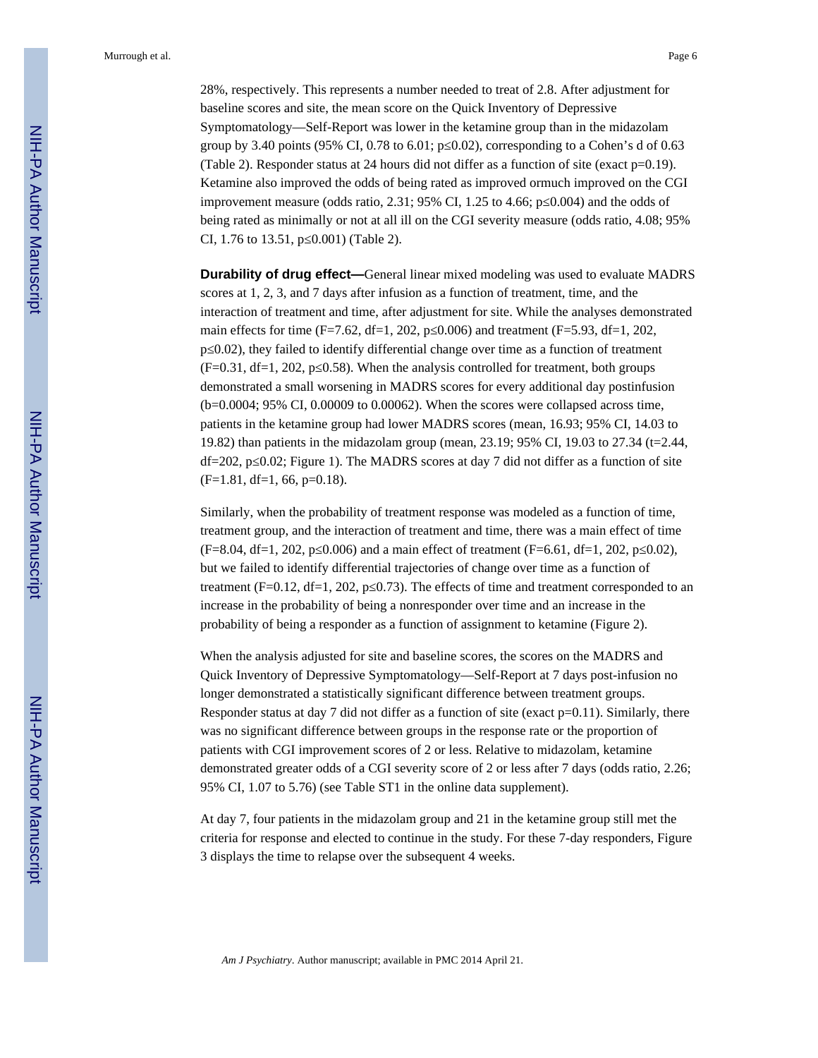28%, respectively. This represents a number needed to treat of 2.8. After adjustment for baseline scores and site, the mean score on the Quick Inventory of Depressive Symptomatology—Self-Report was lower in the ketamine group than in the midazolam group by 3.40 points (95% CI, 0.78 to 6.01; $p \le 0.02$), corresponding to a Cohen's d of 0.63 (Table 2). Responder status at 24 hours did not differ as a function of site (exact p=0.19). Ketamine also improved the odds of being rated as improved ormuch improved on the CGI improvement measure (odds ratio, 2.31; 95% CI, 1.25 to 4.66; $p \le 0.004$) and the odds of being rated as minimally or not at all ill on the CGI severity measure (odds ratio, 4.08; 95% CI, 1.76 to 13.51, $p \le 0.001$) (Table 2).

**Durability of drug effect—**General linear mixed modeling was used to evaluate MADRS scores at 1, 2, 3, and 7 days after infusion as a function of treatment, time, and the interaction of treatment and time, after adjustment for site. While the analyses demonstrated main effects for time (F=7.62, df=1, 202, $p \le 0.006$) and treatment (F=5.93, df=1, 202, $p \le 0.02$), they failed to identify differential change over time as a function of treatment (F=0.31, df=1, 202, $p \le 0.58$). When the analysis controlled for treatment, both groups demonstrated a small worsening in MADRS scores for every additional day postinfusion (b=0.0004; 95% CI, 0.00009 to 0.00062). When the scores were collapsed across time, patients in the ketamine group had lower MADRS scores (mean, 16.93; 95% CI, 14.03 to 19.82) than patients in the midazolam group (mean, 23.19; 95% CI, 19.03 to 27.34 (t=2.44, df=202, $p \le 0.02$; Figure 1). The MADRS scores at day 7 did not differ as a function of site (F=1.81, df=1, 66, p=0.18).

Similarly, when the probability of treatment response was modeled as a function of time, treatment group, and the interaction of treatment and time, there was a main effect of time (F=8.04, df=1, 202, $p \le 0.006$) and a main effect of treatment (F=6.61, df=1, 202, $p \le 0.02$), but we failed to identify differential trajectories of change over time as a function of treatment (F=0.12, df=1, 202, $p \le 0.73$). The effects of time and treatment corresponded to an increase in the probability of being a nonresponder over time and an increase in the probability of being a responder as a function of assignment to ketamine (Figure 2).

When the analysis adjusted for site and baseline scores, the scores on the MADRS and Quick Inventory of Depressive Symptomatology—Self-Report at 7 days post-infusion no longer demonstrated a statistically significant difference between treatment groups. Responder status at day 7 did not differ as a function of site (exact p=0.11). Similarly, there was no significant difference between groups in the response rate or the proportion of patients with CGI improvement scores of 2 or less. Relative to midazolam, ketamine demonstrated greater odds of a CGI severity score of 2 or less after 7 days (odds ratio, 2.26; 95% CI, 1.07 to 5.76) (see Table ST1 in the online data supplement).

At day 7, four patients in the midazolam group and 21 in the ketamine group still met the criteria for response and elected to continue in the study. For these 7-day responders, Figure 3 displays the time to relapse over the subsequent 4 weeks.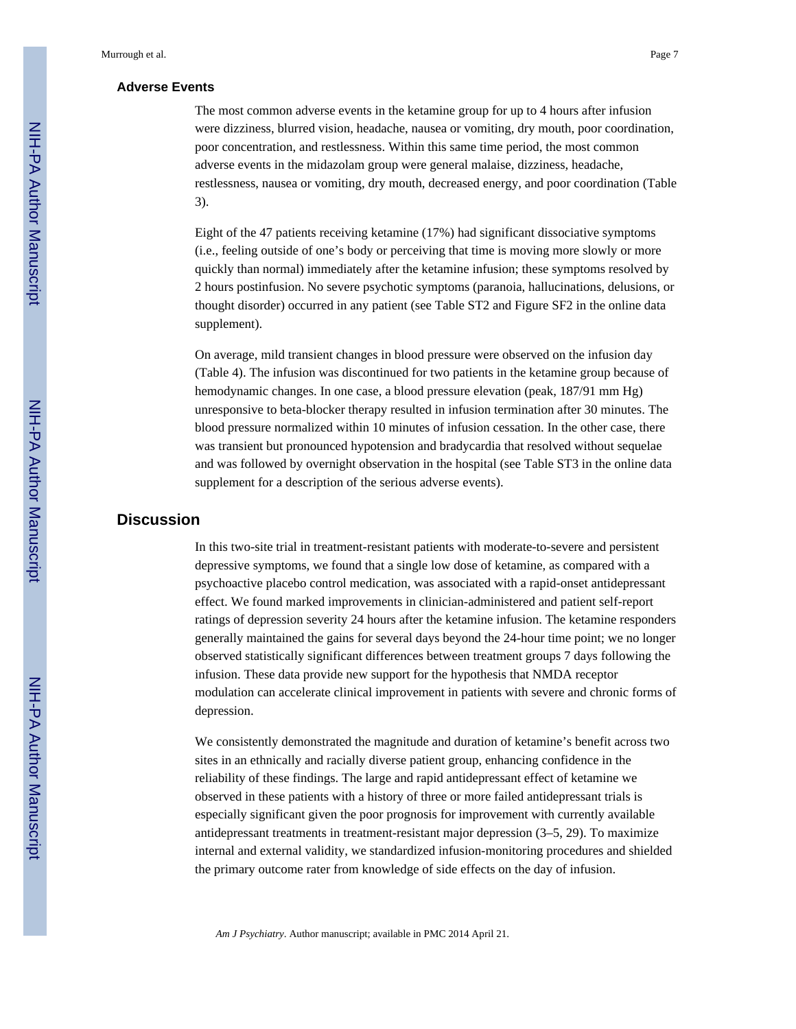### Adverse Events

The most common adverse events in the ketamine group for up to 4 hours after infusion were dizziness, blurred vision, headache, nausea or vomiting, dry mouth, poor coordination, poor concentration, and restlessness. Within this same time period, the most common adverse events in the midazolam group were general malaise, dizziness, headache, restlessness, nausea or vomiting, dry mouth, decreased energy, and poor coordination (Table 3).

Eight of the 47 patients receiving ketamine (17%) had significant dissociative symptoms (i.e., feeling outside of one's body or perceiving that time is moving more slowly or more quickly than normal) immediately after the ketamine infusion; these symptoms resolved by 2 hours postinfusion. No severe psychotic symptoms (paranoia, hallucinations, delusions, or thought disorder) occurred in any patient (see Table ST2 and Figure SF2 in the online data supplement).

On average, mild transient changes in blood pressure were observed on the infusion day (Table 4). The infusion was discontinued for two patients in the ketamine group because of hemodynamic changes. In one case, a blood pressure elevation (peak, 187/91 mm Hg) unresponsive to beta-blocker therapy resulted in infusion termination after 30 minutes. The blood pressure normalized within 10 minutes of infusion cessation. In the other case, there was transient but pronounced hypotension and bradycardia that resolved without sequelae and was followed by overnight observation in the hospital (see Table ST3 in the online data supplement for a description of the serious adverse events).

## Discussion

In this two-site trial in treatment-resistant patients with moderate-to-severe and persistent depressive symptoms, we found that a single low dose of ketamine, as compared with a psychoactive placebo control medication, was associated with a rapid-onset antidepressant effect. We found marked improvements in clinician-administered and patient self-report ratings of depression severity 24 hours after the ketamine infusion. The ketamine responders generally maintained the gains for several days beyond the 24-hour time point; we no longer observed statistically significant differences between treatment groups 7 days following the infusion. These data provide new support for the hypothesis that NMDA receptor modulation can accelerate clinical improvement in patients with severe and chronic forms of depression.

We consistently demonstrated the magnitude and duration of ketamine's benefit across two sites in an ethnically and racially diverse patient group, enhancing confidence in the reliability of these findings. The large and rapid antidepressant effect of ketamine we observed in these patients with a history of three or more failed antidepressant trials is especially significant given the poor prognosis for improvement with currently available antidepressant treatments in treatment-resistant major depression (3–5, 29). To maximize internal and external validity, we standardized infusion-monitoring procedures and shielded the primary outcome rater from knowledge of side effects on the day of infusion.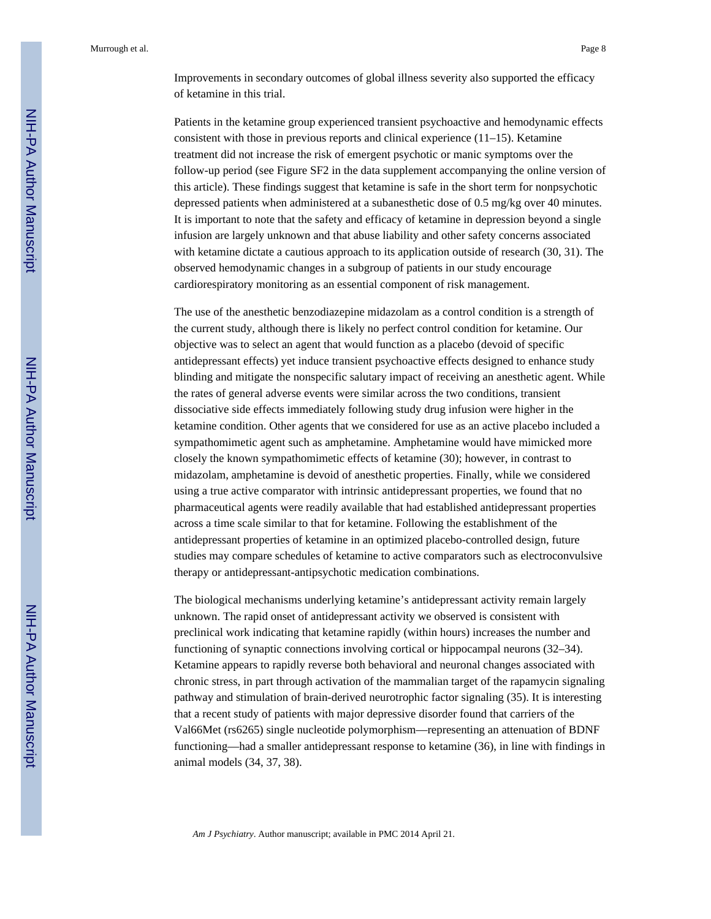Improvements in secondary outcomes of global illness severity also supported the efficacy of ketamine in this trial.

Patients in the ketamine group experienced transient psychoactive and hemodynamic effects consistent with those in previous reports and clinical experience (11–15). Ketamine treatment did not increase the risk of emergent psychotic or manic symptoms over the follow-up period (see Figure SF2 in the data supplement accompanying the online version of this article). These findings suggest that ketamine is safe in the short term for nonpsychotic depressed patients when administered at a subanesthetic dose of 0.5 mg/kg over 40 minutes. It is important to note that the safety and efficacy of ketamine in depression beyond a single infusion are largely unknown and that abuse liability and other safety concerns associated with ketamine dictate a cautious approach to its application outside of research (30, 31). The observed hemodynamic changes in a subgroup of patients in our study encourage cardiorespiratory monitoring as an essential component of risk management.

The use of the anesthetic benzodiazepine midazolam as a control condition is a strength of the current study, although there is likely no perfect control condition for ketamine. Our objective was to select an agent that would function as a placebo (devoid of specific antidepressant effects) yet induce transient psychoactive effects designed to enhance study blinding and mitigate the nonspecific salutary impact of receiving an anesthetic agent. While the rates of general adverse events were similar across the two conditions, transient dissociative side effects immediately following study drug infusion were higher in the ketamine condition. Other agents that we considered for use as an active placebo included a sympathomimetic agent such as amphetamine. Amphetamine would have mimicked more closely the known sympathomimetic effects of ketamine (30); however, in contrast to midazolam, amphetamine is devoid of anesthetic properties. Finally, while we considered using a true active comparator with intrinsic antidepressant properties, we found that no pharmaceutical agents were readily available that had established antidepressant properties across a time scale similar to that for ketamine. Following the establishment of the antidepressant properties of ketamine in an optimized placebo-controlled design, future studies may compare schedules of ketamine to active comparators such as electroconvulsive therapy or antidepressant-antipsychotic medication combinations.

The biological mechanisms underlying ketamine's antidepressant activity remain largely unknown. The rapid onset of antidepressant activity we observed is consistent with preclinical work indicating that ketamine rapidly (within hours) increases the number and functioning of synaptic connections involving cortical or hippocampal neurons (32–34). Ketamine appears to rapidly reverse both behavioral and neuronal changes associated with chronic stress, in part through activation of the mammalian target of the rapamycin signaling pathway and stimulation of brain-derived neurotrophic factor signaling (35). It is interesting that a recent study of patients with major depressive disorder found that carriers of the Val66Met (rs6265) single nucleotide polymorphism—representing an attenuation of BDNF functioning—had a smaller antidepressant response to ketamine (36), in line with findings in animal models (34, 37, 38).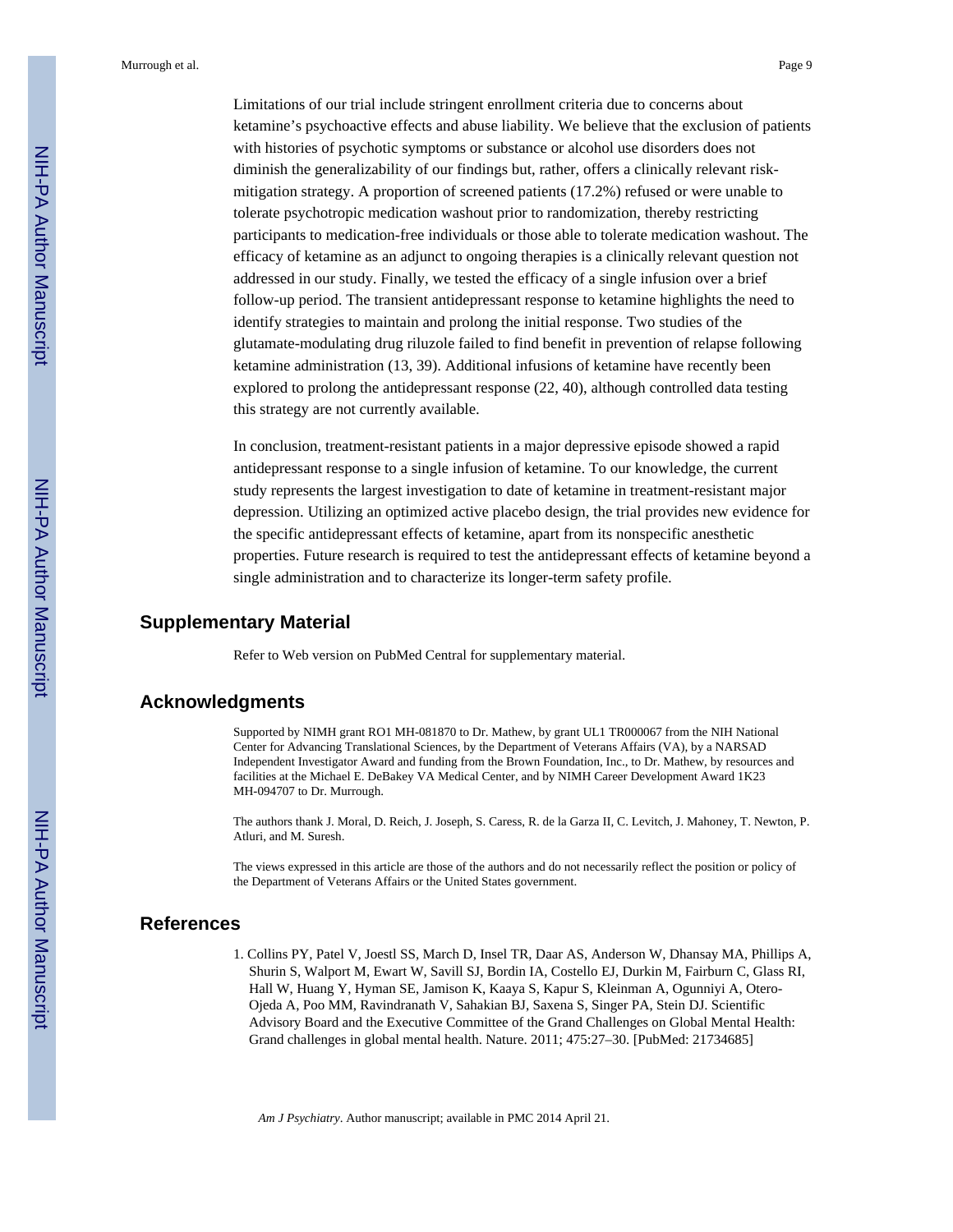Limitations of our trial include stringent enrollment criteria due to concerns about ketamine's psychoactive effects and abuse liability. We believe that the exclusion of patients with histories of psychotic symptoms or substance or alcohol use disorders does not diminish the generalizability of our findings but, rather, offers a clinically relevant risk-mitigation strategy. A proportion of screened patients (17.2%) refused or were unable to tolerate psychotropic medication washout prior to randomization, thereby restricting participants to medication-free individuals or those able to tolerate medication washout. The efficacy of ketamine as an adjunct to ongoing therapies is a clinically relevant question not addressed in our study. Finally, we tested the efficacy of a single infusion over a brief follow-up period. The transient antidepressant response to ketamine highlights the need to identify strategies to maintain and prolong the initial response. Two studies of the glutamate-modulating drug riluzole failed to find benefit in prevention of relapse following ketamine administration (13, 39). Additional infusions of ketamine have recently been explored to prolong the antidepressant response (22, 40), although controlled data testing this strategy are not currently available.

In conclusion, treatment-resistant patients in a major depressive episode showed a rapid antidepressant response to a single infusion of ketamine. To our knowledge, the current study represents the largest investigation to date of ketamine in treatment-resistant major depression. Utilizing an optimized active placebo design, the trial provides new evidence for the specific antidepressant effects of ketamine, apart from its nonspecific anesthetic properties. Future research is required to test the antidepressant effects of ketamine beyond a single administration and to characterize its longer-term safety profile.

## Supplementary Material

Refer to Web version on PubMed Central for supplementary material.

## Acknowledgments

Supported by NIMH grant RO1 MH-081870 to Dr. Mathew, by grant UL1 TR000067 from the NIH National Center for Advancing Translational Sciences, by the Department of Veterans Affairs (VA), by a NARSAD Independent Investigator Award and funding from the Brown Foundation, Inc., to Dr. Mathew, by resources and facilities at the Michael E. DeBakey VA Medical Center, and by NIMH Career Development Award 1K23 MH-094707 to Dr. Murrough.

The authors thank J. Moral, D. Reich, J. Joseph, S. Caress, R. de la Garza II, C. Levitch, J. Mahoney, T. Newton, P. Atluri, and M. Suresh.

The views expressed in this article are those of the authors and do not necessarily reflect the position or policy of the Department of Veterans Affairs or the United States government.

## References

1. Collins PY, Patel V, Joestl SS, March D, Insel TR, Daar AS, Anderson W, Dhansay MA, Phillips A, Shurin S, Walport M, Ewart W, Savill SJ, Bordin IA, Costello EJ, Durkin M, Fairburn C, Glass RI, Hall W, Huang Y, Hyman SE, Jamison K, Kaaya S, Kapur S, Kleinman A, Ogunniyi A, Otero-Ojeda A, Poo MM, Ravindranath V, Sahakian BJ, Saxena S, Singer PA, Stein DJ. Scientific Advisory Board and the Executive Committee of the Grand Challenges on Global Mental Health: Grand challenges in global mental health. Nature. 2011; 475:27–30. [PubMed: 21734685]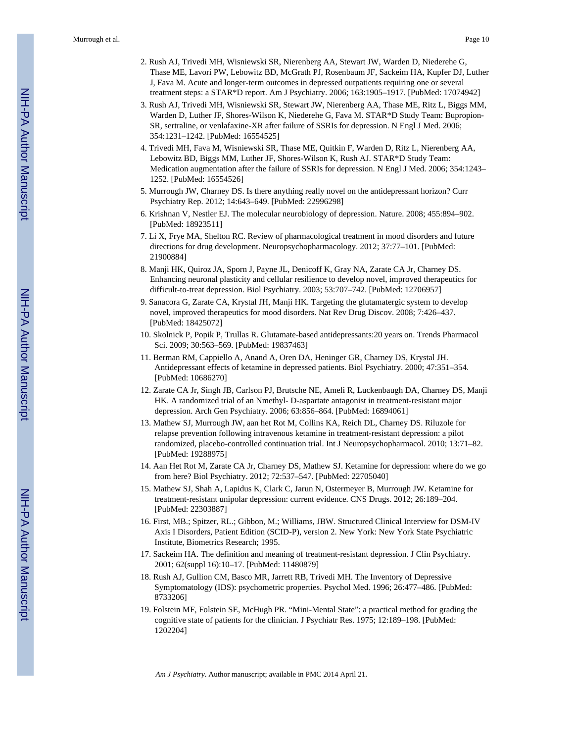2. Rush AJ, Trivedi MH, Wisniewski SR, Nierenberg AA, Stewart JW, Warden D, Niederehe G, Thase ME, Lavori PW, Lebowitz BD, McGrath PJ, Rosenbaum JF, Sackeim HA, Kupfer DJ, Luther J, Fava M. Acute and longer-term outcomes in depressed outpatients requiring one or several treatment steps: a STAR*D report. Am J Psychiatry. 2006; 163:1905–1917. [PubMed: 17074942]
3. Rush AJ, Trivedi MH, Wisniewski SR, Stewart JW, Nierenberg AA, Thase ME, Ritz L, Biggs MM, Warden D, Luther JF, Shores-Wilson K, Niederehe G, Fava M. STAR*D Study Team: Bupropion-SR, sertraline, or venlafaxine-XR after failure of SSRIs for depression. N Engl J Med. 2006; 354:1231–1242. [PubMed: 16554525]
4. Trivedi MH, Fava M, Wisniewski SR, Thase ME, Quitkin F, Warden D, Ritz L, Nierenberg AA, Lebowitz BD, Biggs MM, Luther JF, Shores-Wilson K, Rush AJ. STAR*D Study Team: Medication augmentation after the failure of SSRIs for depression. N Engl J Med. 2006; 354:1243–1252. [PubMed: 16554526]
5. Murrough JW, Charney DS. Is there anything really novel on the antidepressant horizon? Curr Psychiatry Rep. 2012; 14:643–649. [PubMed: 22996298]
6. Krishnan V, Nestler EJ. The molecular neurobiology of depression. Nature. 2008; 455:894–902. [PubMed: 18923511]
7. Li X, Frye MA, Shelton RC. Review of pharmacological treatment in mood disorders and future directions for drug development. Neuropsychopharmacology. 2012; 37:77–101. [PubMed: 21900884]
8. Manji HK, Quiroz JA, Sporn J, Payne JL, Denicoff K, Gray NA, Zarate CA Jr, Charney DS. Enhancing neuronal plasticity and cellular resilience to develop novel, improved therapeutics for difficult-to-treat depression. Biol Psychiatry. 2003; 53:707–742. [PubMed: 12706957]
9. Sanacora G, Zarate CA, Krystal JH, Manji HK. Targeting the glutamatergic system to develop novel, improved therapeutics for mood disorders. Nat Rev Drug Discov. 2008; 7:426–437. [PubMed: 18425072]
10. Skolnick P, Popik P, Trullas R. Glutamate-based antidepressants:20 years on. Trends Pharmacol Sci. 2009; 30:563–569. [PubMed: 19837463]
11. Berman RM, Cappiello A, Anand A, Oren DA, Heninger GR, Charney DS, Krystal JH. Antidepressant effects of ketamine in depressed patients. Biol Psychiatry. 2000; 47:351–354. [PubMed: 10686270]
12. Zarate CA Jr, Singh JB, Carlson PJ, Brutsche NE, Ameli R, Luckenbaugh DA, Charney DS, Manji HK. A randomized trial of an Nmethyl- D-aspartate antagonist in treatment-resistant major depression. Arch Gen Psychiatry. 2006; 63:856–864. [PubMed: 16894061]
13. Mathew SJ, Murrough JW, aan het Rot M, Collins KA, Reich DL, Charney DS. Riluzole for relapse prevention following intravenous ketamine in treatment-resistant depression: a pilot randomized, placebo-controlled continuation trial. Int J Neuropsychopharmacol. 2010; 13:71–82. [PubMed: 19288975]
14. Aan Het Rot M, Zarate CA Jr, Charney DS, Mathew SJ. Ketamine for depression: where do we go from here? Biol Psychiatry. 2012; 72:537–547. [PubMed: 22705040]
15. Mathew SJ, Shah A, Lapidus K, Clark C, Jarun N, Ostermeyer B, Murrough JW. Ketamine for treatment-resistant unipolar depression: current evidence. CNS Drugs. 2012; 26:189–204. [PubMed: 22303887]
16. First, MB.; Spitzer, RL.; Gibbon, M.; Williams, JBW. Structured Clinical Interview for DSM-IV Axis I Disorders, Patient Edition (SCID-P), version 2. New York: New York State Psychiatric Institute, Biometrics Research; 1995.
17. Sackeim HA. The definition and meaning of treatment-resistant depression. J Clin Psychiatry. 2001; 62(suppl 16):10–17. [PubMed: 11480879]
18. Rush AJ, Gullion CM, Basco MR, Jarrett RB, Trivedi MH. The Inventory of Depressive Symptomatology (IDS): psychometric properties. Psychol Med. 1996; 26:477–486. [PubMed: 8733206]
19. Folstein MF, Folstein SE, McHugh PR. "Mini-Mental State": a practical method for grading the cognitive state of patients for the clinician. J Psychiatr Res. 1975; 12:189–198. [PubMed: 1202204]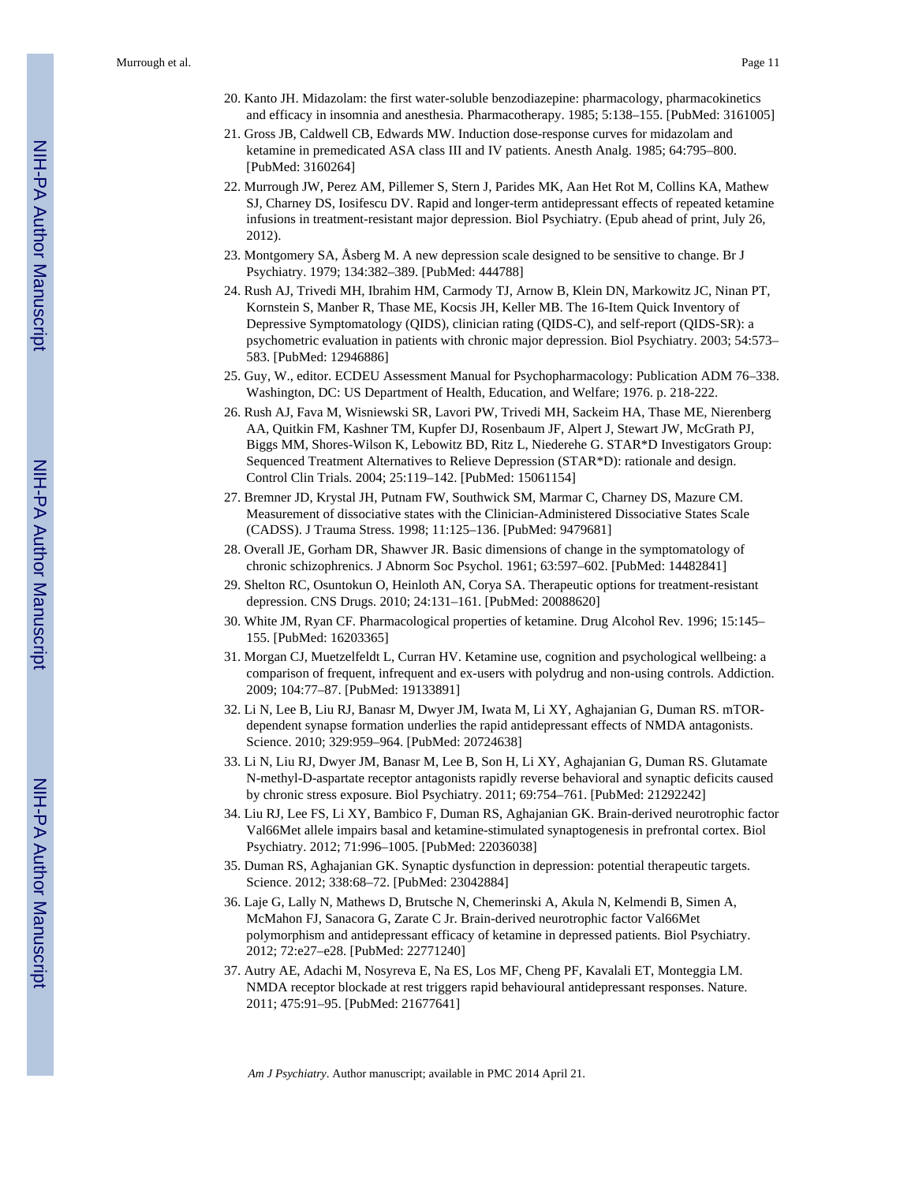20. Kanto JH. Midazolam: the first water-soluble benzodiazepine: pharmacology, pharmacokinetics and efficacy in insomnia and anesthesia. Pharmacotherapy. 1985; 5:138–155. [PubMed: 3161005]
21. Gross JB, Caldwell CB, Edwards MW. Induction dose-response curves for midazolam and ketamine in premedicated ASA class III and IV patients. Anesth Analg. 1985; 64:795–800. [PubMed: 3160264]
22. Murrough JW, Perez AM, Pillemer S, Stern J, Parides MK, Aan Het Rot M, Collins KA, Mathew SJ, Charney DS, Iosifescu DV. Rapid and longer-term antidepressant effects of repeated ketamine infusions in treatment-resistant major depression. Biol Psychiatry. (Epub ahead of print, July 26, 2012).
23. Montgomery SA, Åsberg M. A new depression scale designed to be sensitive to change. Br J Psychiatry. 1979; 134:382–389. [PubMed: 444788]
24. Rush AJ, Trivedi MH, Ibrahim HM, Carmody TJ, Arnow B, Klein DN, Markowitz JC, Ninan PT, Kornstein S, Manber R, Thase ME, Kocsis JH, Keller MB. The 16-Item Quick Inventory of Depressive Symptomatology (QIDS), clinician rating (QIDS-C), and self-report (QIDS-SR): a psychometric evaluation in patients with chronic major depression. Biol Psychiatry. 2003; 54:573–583. [PubMed: 12946886]
25. Guy, W., editor. ECDEU Assessment Manual for Psychopharmacology: Publication ADM 76–338. Washington, DC: US Department of Health, Education, and Welfare; 1976. p. 218-222.
26. Rush AJ, Fava M, Wisniewski SR, Lavori PW, Trivedi MH, Sackeim HA, Thase ME, Nierenberg AA, Quitkin FM, Kashner TM, Kupfer DJ, Rosenbaum JF, Alpert J, Stewart JW, McGrath PJ, Biggs MM, Shores-Wilson K, Lebowitz BD, Ritz L, Niederehe G. STAR*D Investigators Group: Sequenced Treatment Alternatives to Relieve Depression (STAR*D): rationale and design. Control Clin Trials. 2004; 25:119–142. [PubMed: 15061154]
27. Bremner JD, Krystal JH, Putnam FW, Southwick SM, Marmar C, Charney DS, Mazure CM. Measurement of dissociative states with the Clinician-Administered Dissociative States Scale (CADSS). J Trauma Stress. 1998; 11:125–136. [PubMed: 9479681]
28. Overall JE, Gorham DR, Shawver JR. Basic dimensions of change in the symptomatology of chronic schizophrenics. J Abnorm Soc Psychol. 1961; 63:597–602. [PubMed: 14482841]
29. Shelton RC, Osuntokun O, Heinloth AN, Corya SA. Therapeutic options for treatment-resistant depression. CNS Drugs. 2010; 24:131–161. [PubMed: 20088620]
30. White JM, Ryan CF. Pharmacological properties of ketamine. Drug Alcohol Rev. 1996; 15:145–155. [PubMed: 16203365]
31. Morgan CJ, Muetzelfeldt L, Curran HV. Ketamine use, cognition and psychological wellbeing: a comparison of frequent, infrequent and ex-users with polydrug and non-using controls. Addiction. 2009; 104:77–87. [PubMed: 19133891]
32. Li N, Lee B, Liu RJ, Banasr M, Dwyer JM, Iwata M, Li XY, Aghajanian G, Duman RS. mTOR-dependent synapse formation underlies the rapid antidepressant effects of NMDA antagonists. Science. 2010; 329:959–964. [PubMed: 20724638]
33. Li N, Liu RJ, Dwyer JM, Banasr M, Lee B, Son H, Li XY, Aghajanian G, Duman RS. Glutamate N-methyl-D-aspartate receptor antagonists rapidly reverse behavioral and synaptic deficits caused by chronic stress exposure. Biol Psychiatry. 2011; 69:754–761. [PubMed: 21292242]
34. Liu RJ, Lee FS, Li XY, Bambico F, Duman RS, Aghajanian GK. Brain-derived neurotrophic factor Val66Met allele impairs basal and ketamine-stimulated synaptogenesis in prefrontal cortex. Biol Psychiatry. 2012; 71:996–1005. [PubMed: 22036038]
35. Duman RS, Aghajanian GK. Synaptic dysfunction in depression: potential therapeutic targets. Science. 2012; 338:68–72. [PubMed: 23042884]
36. Laje G, Lally N, Mathews D, Brutsche N, Chemerinski A, Akula N, Kelmendi B, Simen A, McMahon FJ, Sanacora G, Zarate C Jr. Brain-derived neurotrophic factor Val66Met polymorphism and antidepressant efficacy of ketamine in depressed patients. Biol Psychiatry. 2012; 72:e27–e28. [PubMed: 22771240]
37. Autry AE, Adachi M, Nosyreva E, Na ES, Los MF, Cheng PF, Kavalali ET, Monteggia LM. NMDA receptor blockade at rest triggers rapid behavioural antidepressant responses. Nature. 2011; 475:91–95. [PubMed: 21677641]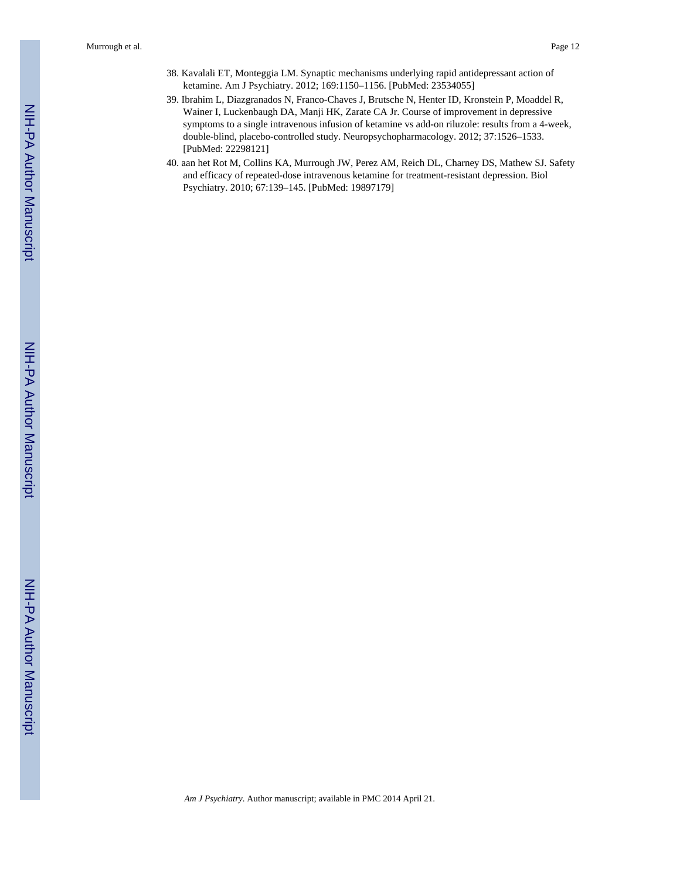38. Kavalali ET, Monteggia LM. Synaptic mechanisms underlying rapid antidepressant action of ketamine. Am J Psychiatry. 2012; 169:1150–1156. [PubMed: 23534055]
39. Ibrahim L, Diazgranados N, Franco-Chaves J, Brutsche N, Henter ID, Kronstein P, Moaddel R, Wainer I, Luckenbaugh DA, Manji HK, Zarate CA Jr. Course of improvement in depressive symptoms to a single intravenous infusion of ketamine vs add-on riluzole: results from a 4-week, double-blind, placebo-controlled study. Neuropsychopharmacology. 2012; 37:1526–1533. [PubMed: 22298121]
40. aan het Rot M, Collins KA, Murrough JW, Perez AM, Reich DL, Charney DS, Mathew SJ. Safety and efficacy of repeated-dose intravenous ketamine for treatment-resistant depression. Biol Psychiatry. 2010; 67:139–145. [PubMed: 19897179]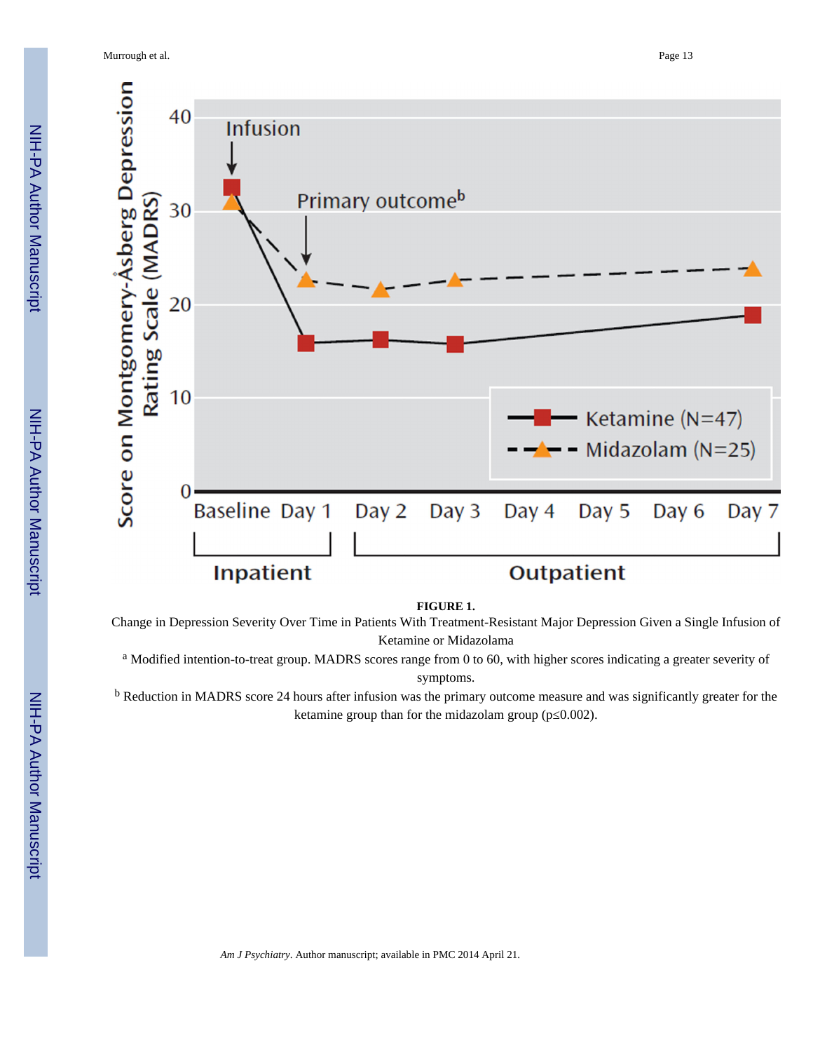**FIGURE 1.**

Change in Depression Severity Over Time in Patients With Treatment-Resistant Major Depression Given a Single Infusion of Ketamine or Midazolam[a]

[a] Modified intention-to-treat group. MADRS scores range from 0 to 60, with higher scores indicating a greater severity of symptoms.

[b] Reduction in MADRS score 24 hours after infusion was the primary outcome measure and was significantly greater for the ketamine group than for the midazolam group ($p \leq 0.002$).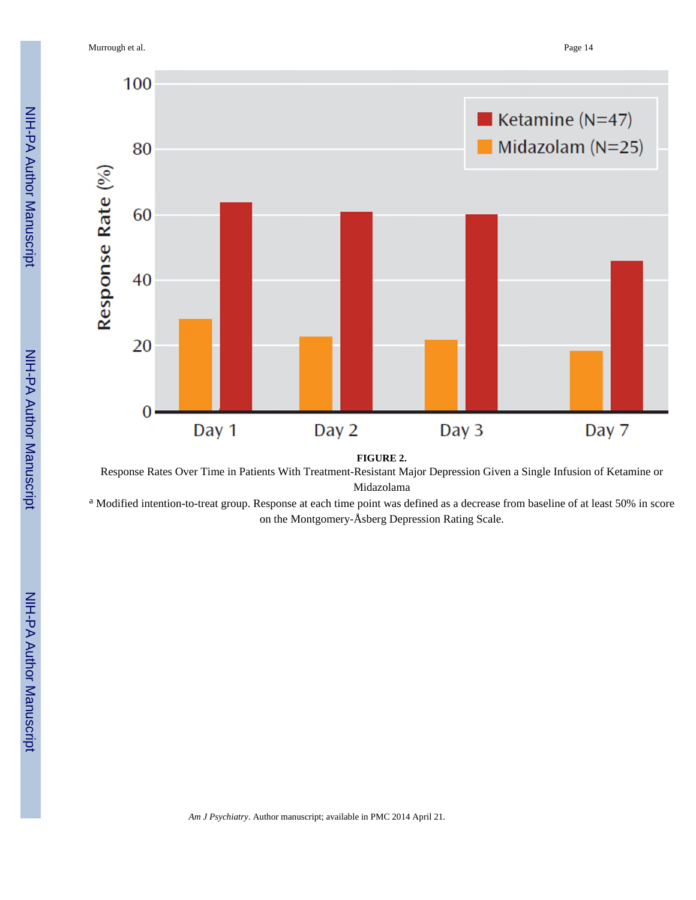**FIGURE 2.**

Response Rates Over Time in Patients With Treatment-Resistant Major Depression Given a Single Infusion of Ketamine or Midazolam[a]

[a] Modified intention-to-treat group. Response at each time point was defined as a decrease from baseline of at least 50% in score on the Montgomery-Åsberg Depression Rating Scale.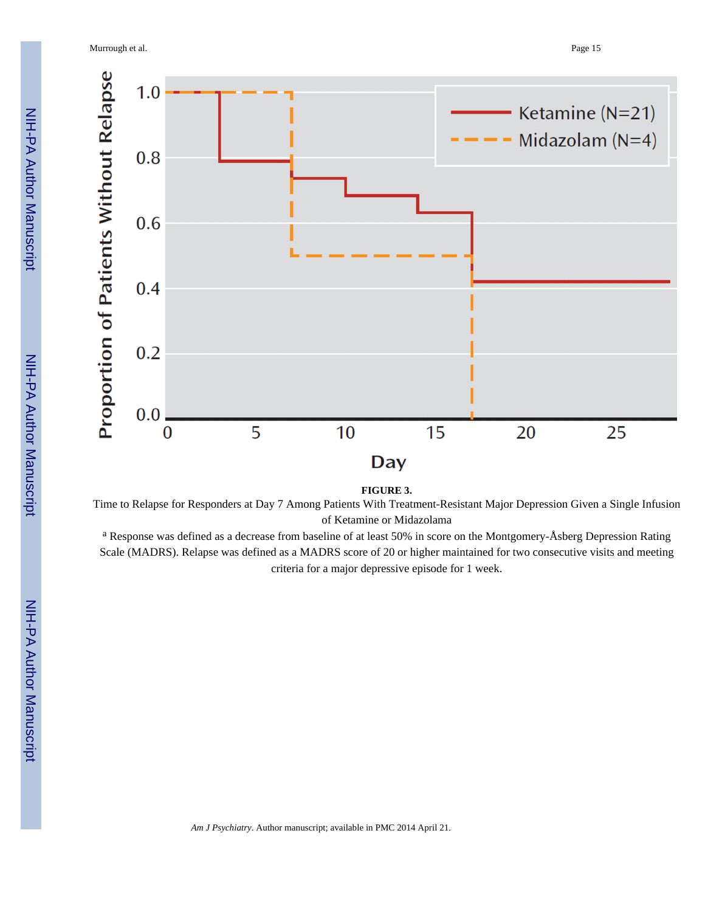**FIGURE 3.**

Time to Relapse for Responders at Day 7 Among Patients With Treatment-Resistant Major Depression Given a Single Infusion of Ketamine or Midazolam[a]

[a] Response was defined as a decrease from baseline of at least 50% in score on the Montgomery-Åsberg Depression Rating Scale (MADRS). Relapse was defined as a MADRS score of 20 or higher maintained for two consecutive visits and meeting criteria for a major depressive episode for 1 week.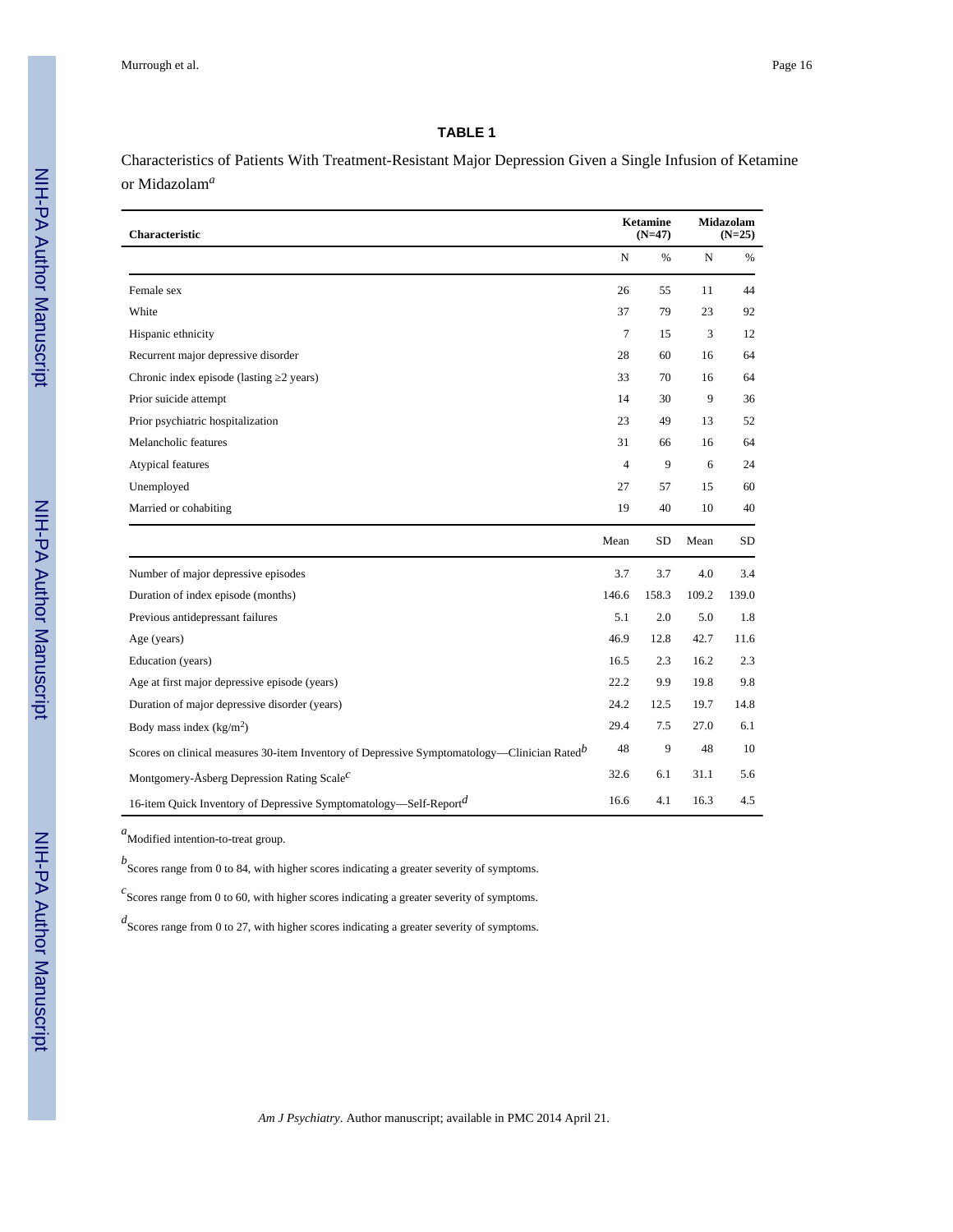**TABLE 1**

Characteristics of Patients With Treatment-Resistant Major Depression Given a Single Infusion of Ketamine or Midazolam[a]

| Characteristic | Ketamine (N=47) | | Midazolam (N=25) | |
|---|---|---|---|---|
| | N | % | N | % |
| Female sex | 26 | 55 | 11 | 44 |
| White | 37 | 79 | 23 | 92 |
| Hispanic ethnicity | 7 | 15 | 3 | 12 |
| Recurrent major depressive disorder | 28 | 60 | 16 | 64 |
| Chronic index episode (lasting ≥2 years) | 33 | 70 | 16 | 64 |
| Prior suicide attempt | 14 | 30 | 9 | 36 |
| Prior psychiatric hospitalization | 23 | 49 | 13 | 52 |
| Melancholic features | 31 | 66 | 16 | 64 |
| Atypical features | 4 | 9 | 6 | 24 |
| Unemployed | 27 | 57 | 15 | 60 |
| Married or cohabiting | 19 | 40 | 10 | 40 |
| | Mean | SD | Mean | SD |
| Number of major depressive episodes | 3.7 | 3.7 | 4.0 | 3.4 |
| Duration of index episode (months) | 146.6 | 158.3 | 109.2 | 139.0 |
| Previous antidepressant failures | 5.1 | 2.0 | 5.0 | 1.8 |
| Age (years) | 46.9 | 12.8 | 42.7 | 11.6 |
| Education (years) | 16.5 | 2.3 | 16.2 | 2.3 |
| Age at first major depressive episode (years) | 22.2 | 9.9 | 19.8 | 9.8 |
| Duration of major depressive disorder (years) | 24.2 | 12.5 | 19.7 | 14.8 |
| Body mass index ($kg/m^2$) | 29.4 | 7.5 | 27.0 | 6.1 |
| Scores on clinical measures 30-item Inventory of Depressive Symptomatology—Clinician Rated[b] | 48 | 9 | 48 | 10 |
| Montgomery-Åsberg Depression Rating Scale[c] | 32.6 | 6.1 | 31.1 | 5.6 |
| 16-item Quick Inventory of Depressive Symptomatology—Self-Report[d] | 16.6 | 4.1 | 16.3 | 4.5 |

[a]Modified intention-to-treat group.

[b]Scores range from 0 to 84, with higher scores indicating a greater severity of symptoms.

[c]Scores range from 0 to 60, with higher scores indicating a greater severity of symptoms.

[d]Scores range from 0 to 27, with higher scores indicating a greater severity of symptoms.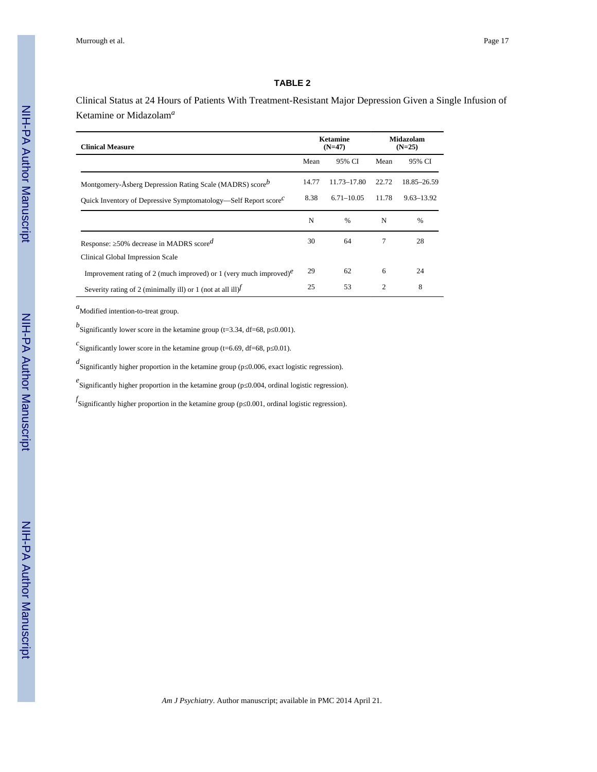## TABLE 2

Clinical Status at 24 Hours of Patients With Treatment-Resistant Major Depression Given a Single Infusion of Ketamine or Midazolam[a]

| Clinical Measure | Ketamine (N=47) | | Midazolam (N=25) | |
|---|---|---|---|---|
| | Mean | 95% CI | Mean | 95% CI |
| Montgomery-Åsberg Depression Rating Scale (MADRS) score[b] | 14.77 | 11.73–17.80 | 22.72 | 18.85–26.59 |
| Quick Inventory of Depressive Symptomatology—Self Report score[c] | 8.38 | 6.71–10.05 | 11.78 | 9.63–13.92 |
| | N | % | N | % |
| Response: ≥50% decrease in MADRS score[d] | 30 | 64 | 7 | 28 |
| Clinical Global Impression Scale | | | | |
| Improvement rating of 2 (much improved) or 1 (very much improved)[e] | 29 | 62 | 6 | 24 |
| Severity rating of 2 (minimally ill) or 1 (not at all ill)[f] | 25 | 53 | 2 | 8 |

[a]Modified intention-to-treat group.

[b]Significantly lower score in the ketamine group ($t=3.34$, $df=68$, $p \leq 0.001$).

[c]Significantly lower score in the ketamine group ($t=6.69$, $df=68$, $p \leq 0.01$).

[d]Significantly higher proportion in the ketamine group ($p \leq 0.006$, exact logistic regression).

[e]Significantly higher proportion in the ketamine group ($p \leq 0.004$, ordinal logistic regression).

[f]Significantly higher proportion in the ketamine group ($p \leq 0.001$, ordinal logistic regression).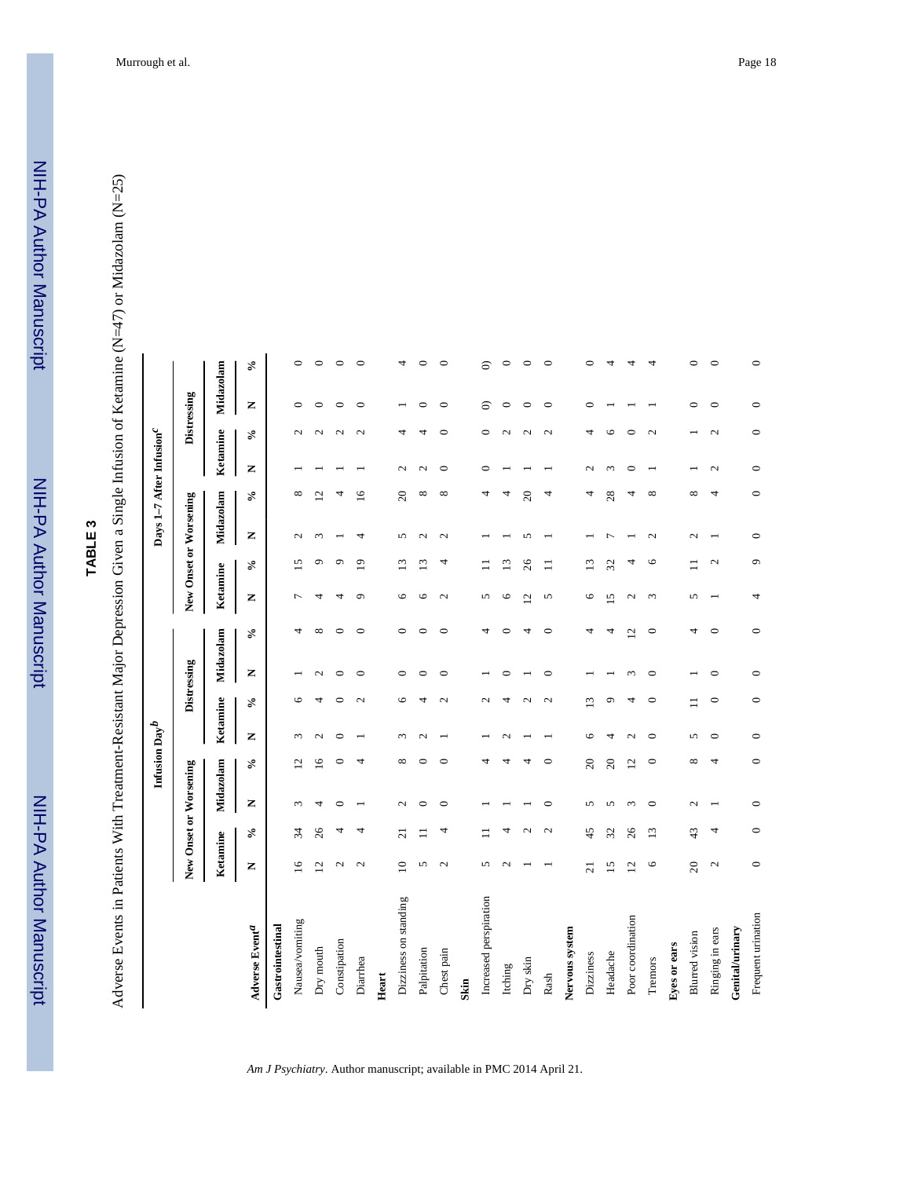# TABLE 3

Adverse Events in Patients With Treatment-Resistant Major Depression Given a Single Infusion of Ketamine (N=47) or Midazolam (N=25)

| Adverse Event[a] | Infusion Day[b] | | | | | | | | Days 1–7 After Infusion[c] | | | | | | | |
|---|---|---|---|---|---|---|---|---|---|---|---|---|---|---|---|---|
| | New Onset or Worsening | | | | Distressing | | | | New Onset or Worsening | | | | Distressing | | | |
| | Ketamine | | Midazolam | | Ketamine | | Midazolam | | Ketamine | | Midazolam | | Ketamine | | Midazolam | |
| | N | % | N | % | N | % | N | % | N | % | N | % | N | % | N | % |
| **Gastrointestinal** | | | | | | | | | | | | | | | | |
| Nausea/vomiting | 16 | 34 | 3 | 12 | 3 | 6 | 1 | 4 | 7 | 15 | 2 | 8 | 1 | 2 | 0 | 0 |
| Dry mouth | 12 | 26 | 4 | 16 | 2 | 4 | 2 | 8 | 4 | 9 | 3 | 12 | 1 | 2 | 0 | 0 |
| Constipation | 2 | 4 | 0 | 0 | 0 | 0 | 0 | 0 | 4 | 9 | 1 | 4 | 1 | 2 | 0 | 0 |
| Diarrhea | 2 | 4 | 1 | 4 | 1 | 2 | 0 | 0 | 9 | 19 | 4 | 16 | 1 | 2 | 0 | 0 |
| **Heart** | | | | | | | | | | | | | | | | |
| Dizziness on standing | 10 | 21 | 2 | 8 | 3 | 6 | 0 | 0 | 6 | 13 | 5 | 20 | 2 | 4 | 1 | 4 |
| Palpitation | 5 | 11 | 0 | 0 | 2 | 4 | 0 | 0 | 6 | 13 | 2 | 8 | 2 | 4 | 0 | 0 |
| Chest pain | 2 | 4 | 0 | 0 | 1 | 2 | 0 | 0 | 2 | 4 | 2 | 8 | 0 | 0 | 0 | 0 |
| **Skin** | | | | | | | | | | | | | | | | |
| Increased perspiration | 5 | 11 | 1 | 4 | 1 | 2 | 1 | 4 | 5 | 11 | 1 | 4 | 0 | 0 | 0) | 0) |
| Itching | 2 | 4 | 1 | 4 | 2 | 4 | 0 | 0 | 6 | 13 | 1 | 4 | 1 | 2 | 0 | 0 |
| Dry skin | 1 | 2 | 1 | 4 | 1 | 2 | 1 | 4 | 12 | 26 | 5 | 20 | 1 | 2 | 0 | 0 |
| Rash | 1 | 2 | 0 | 0 | 1 | 2 | 0 | 0 | 5 | 11 | 1 | 4 | 1 | 2 | 0 | 0 |
| **Nervous system** | | | | | | | | | | | | | | | | |
| Dizziness | 21 | 45 | 5 | 20 | 6 | 13 | 1 | 4 | 6 | 13 | 1 | 4 | 2 | 4 | 0 | 0 |
| Headache | 15 | 32 | 5 | 20 | 4 | 9 | 1 | 4 | 15 | 32 | 7 | 28 | 3 | 6 | 1 | 4 |
| Poor coordination | 12 | 26 | 3 | 12 | 2 | 4 | 3 | 12 | 2 | 4 | 1 | 4 | 0 | 0 | 1 | 4 |
| Tremors | 6 | 13 | 0 | 0 | 0 | 0 | 0 | 0 | 3 | 6 | 2 | 8 | 1 | 2 | 1 | 4 |
| **Eyes or ears** | | | | | | | | | | | | | | | | |
| Blurred vision | 20 | 43 | 2 | 8 | 5 | 11 | 1 | 4 | 5 | 11 | 2 | 8 | 1 | 1 | 0 | 0 |
| Ringing in ears | 2 | 4 | 1 | 4 | 0 | 0 | 0 | 0 | 1 | 2 | 1 | 4 | 2 | 2 | 0 | 0 |
| **Genital/urinary** | | | | | | | | | | | | | | | | |
| Frequent urination | 0 | 0 | 0 | 0 | 0 | 0 | 0 | 0 | 4 | 9 | 0 | 0 | 0 | 0 | 0 | 0 |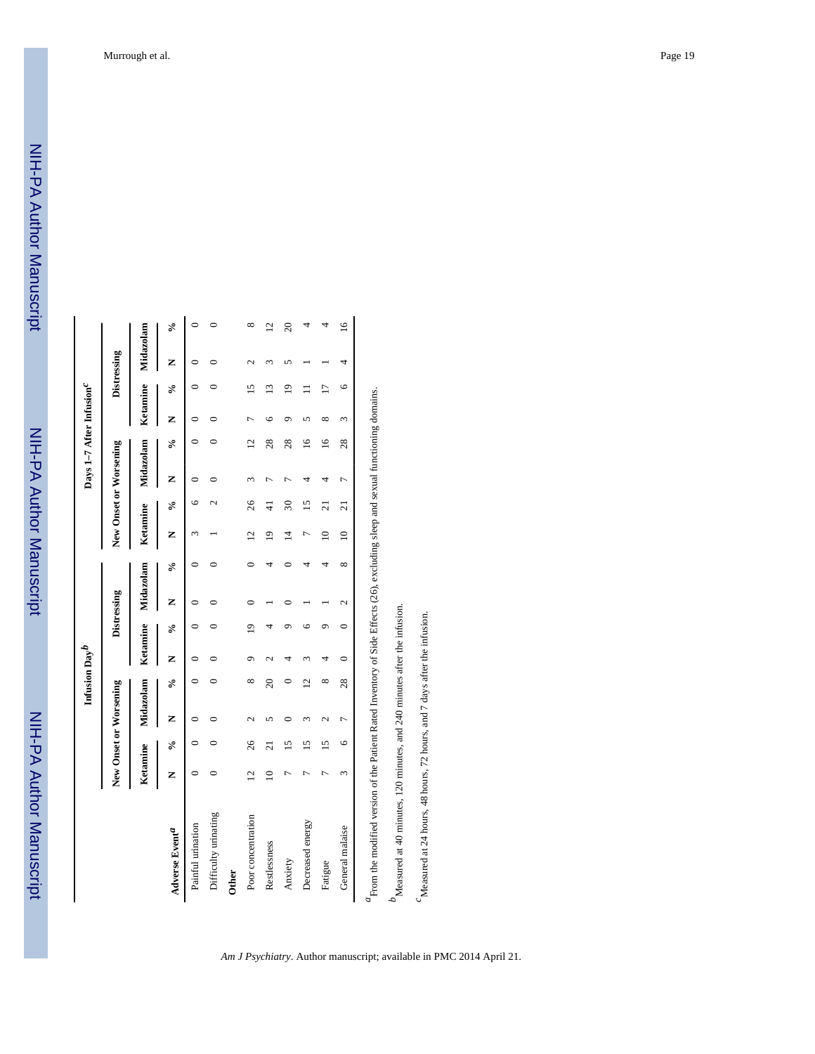| Adverse Event[a] | Infusion Day[b] | | | | | | | | Days 1–7 After Infusion[c] | | | | | | | |
|---|---|---|---|---|---|---|---|---|---|---|---|---|---|---|---|---|
| | New Onset or Worsening | | | | Distressing | | | | New Onset or Worsening | | | | Distressing | | | |
| | Ketamine | | Midazolam | | Ketamine | | Midazolam | | Ketamine | | Midazolam | | Ketamine | | Midazolam | |
| | N | % | N | % | N | % | N | % | N | % | N | % | N | % | N | % |
| Painful urination | 0 | 0 | 0 | 0 | 0 | 0 | 0 | 0 | 3 | 6 | 0 | 0 | 0 | 0 | 0 | 0 |
| Difficulty urinating | 0 | 0 | 0 | 0 | 0 | 0 | 0 | 0 | 1 | 2 | 0 | 0 | 0 | 0 | 0 | 0 |
| **Other** | | | | | | | | | | | | | | | | |
| Poor concentration | 12 | 26 | 2 | 8 | 9 | 19 | 0 | 0 | 12 | 26 | 3 | 12 | 7 | 15 | 2 | 8 |
| Restlessness | 10 | 21 | 5 | 20 | 2 | 4 | 1 | 4 | 19 | 41 | 7 | 28 | 6 | 13 | 3 | 12 |
| Anxiety | 7 | 15 | 0 | 0 | 4 | 9 | 0 | 0 | 14 | 30 | 7 | 28 | 9 | 19 | 5 | 20 |
| Decreased energy | 7 | 15 | 3 | 12 | 3 | 6 | 1 | 4 | 7 | 15 | 4 | 16 | 5 | 11 | 1 | 4 |
| Fatigue | 7 | 15 | 2 | 8 | 4 | 9 | 1 | 4 | 10 | 21 | 4 | 16 | 8 | 17 | 1 | 4 |
| General malaise | 3 | 6 | 7 | 28 | 0 | 0 | 2 | 8 | 10 | 21 | 7 | 28 | 3 | 6 | 4 | 16 |

[a]From the modified version of the Patient Rated Inventory of Side Effects (26), excluding sleep and sexual functioning domains.

[b]Measured at 40 minutes, 120 minutes, and 240 minutes after the infusion.

[c]Measured at 24 hours, 48 hours, 72 hours, and 7 days after the infusion.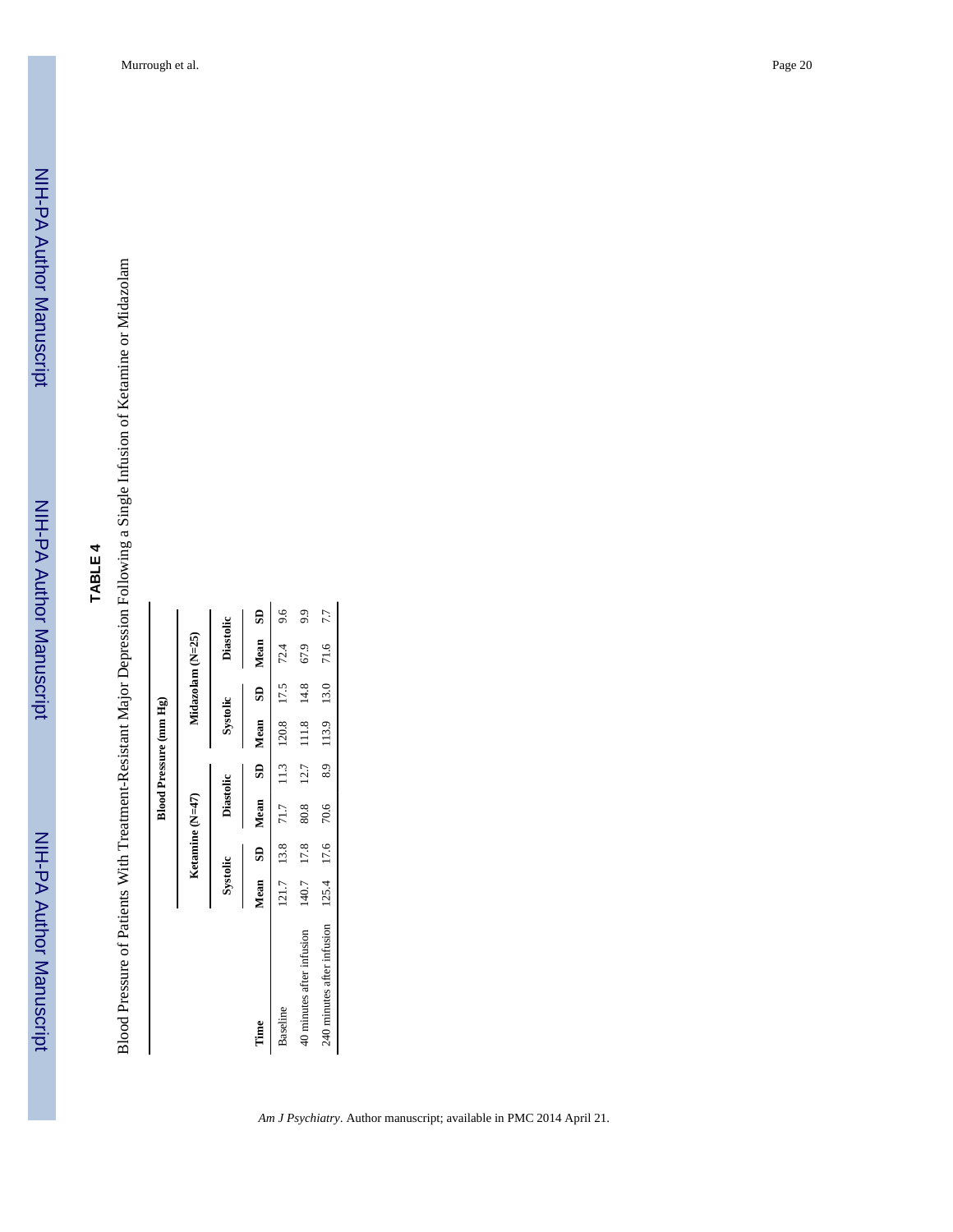# TABLE 4

Blood Pressure of Patients With Treatment-Resistant Major Depression Following a Single Infusion of Ketamine or Midazolam

| | Blood Pressure (mm Hg) | | | | | | | |
|---|---|---|---|---|---|---|---|---|
| | Ketamine (N=47) | | | | Midazolam (N=25) | | | |
| | Systolic | | Diastolic | | Systolic | | Diastolic | |
| Time | Mean | SD | Mean | SD | Mean | SD | Mean | SD |
| Baseline | 121.7 | 13.8 | 71.7 | 11.3 | 120.8 | 17.5 | 72.4 | 9.6 |
| 40 minutes after infusion | 140.7 | 17.8 | 80.8 | 12.7 | 111.8 | 14.8 | 67.9 | 9.9 |
| 240 minutes after infusion | 125.4 | 17.6 | 70.6 | 8.9 | 113.9 | 13.0 | 71.6 | 7.7 |